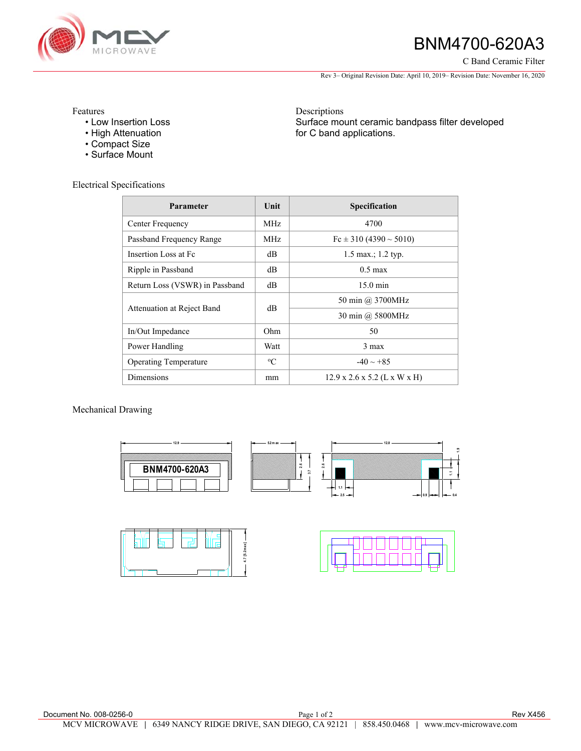# BNM4700-620A3

C Band Ceramic Filter

Rev 3– Original Revision Date: April 10, 2019– Revision Date: November 16, 2020

Features

- Low Insertion Loss
- High Attenuation
- Compact Size
- Surface Mount

Descriptions

Surface mount ceramic bandpass filter developed for C band applications.

## Electrical Specifications

| Parameter | Unit | Specification |
|---|---|---|
| Center Frequency | MHz | 4700 |
| Passband Frequency Range | MHz | Fc ± 310 (4390 ~ 5010) |
| Insertion Loss at Fc | dB | 1.5 max.; 1.2 typ. |
| Ripple in Passband | dB | 0.5 max |
| Return Loss (VSWR) in Passband | dB | 15.0 min |
| Attenuation at Reject Band | dB | 50 min @ 3700MHz |
| | | 30 min @ 5800MHz |
| In/Out Impedance | Ohm | 50 |
| Power Handling | Watt | 3 max |
| Operating Temperature | ºC | -40 ~ +85 |
| Dimensions | mm | 12.9 x 2.6 x 5.2 (L x W x H) |

## Mechanical Drawing

12.9

BNM4700-620A3

5.2 max

2.6

3.7

12.8

2.6

1.9

1.1

1.1

2.5

0.9

0.4

4.7 [5.2max]

Document No. 008-0256-0

Rev X456

MCV MICROWAVE | 6349 NANCY RIDGE DRIVE, SAN DIEGO, CA 92121 | 858.450.0468 | www.mcv-microwave.com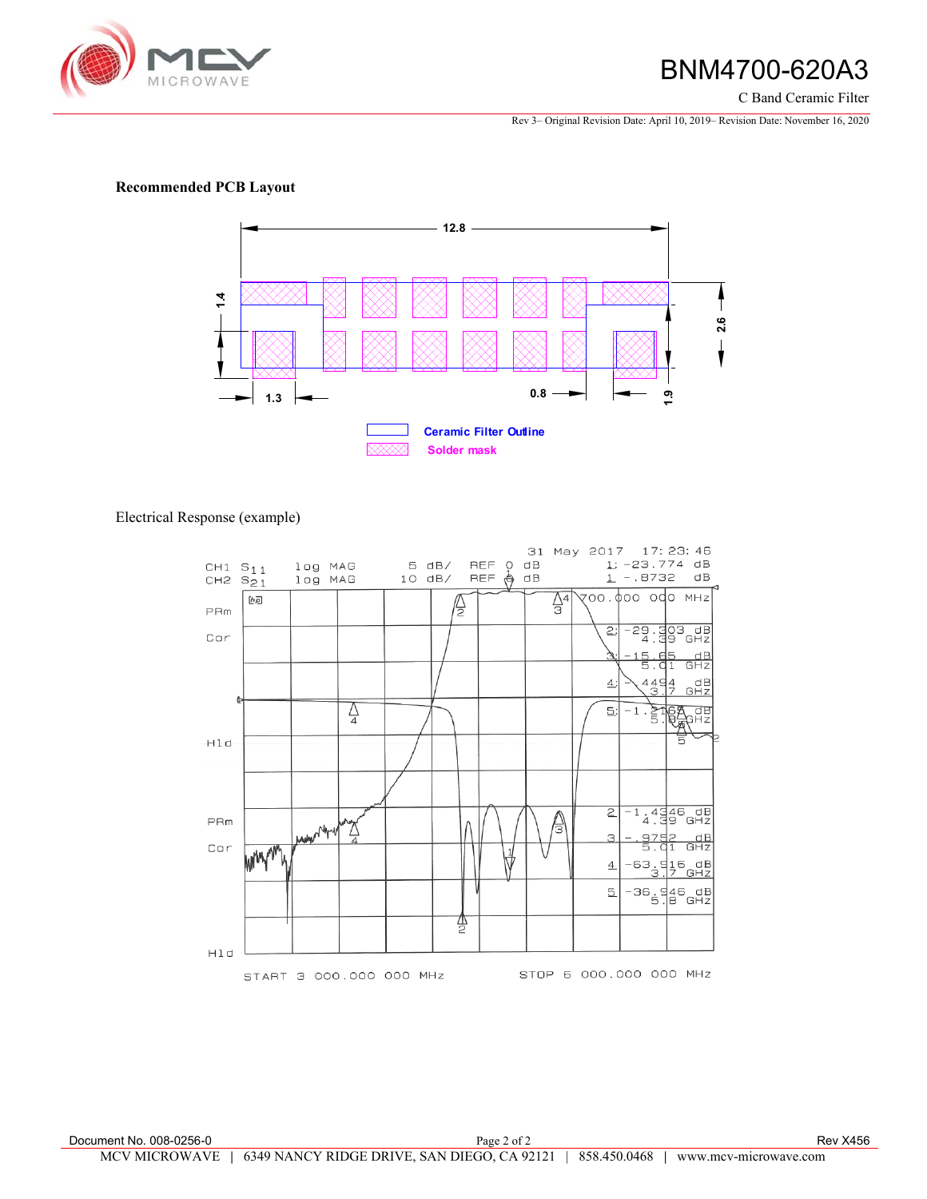## Recommended PCB Layout

12.8

1.4

2.6

1.3

0.8

1.9

Ceramic Filter Outline

Solder mask

Electrical Response (example)

31 May 2017 17: 23: 46

CH1 $S_{11}$ log MAG 5 dB/ REF 0 dB 1: -23.774 dB

CH2 $S_{21}$ log MAG 10 dB/ REF 0 dB 1 -.8732 dB

4 700.000 000 MHz

PRm

Cor

2: -29.903 dB 4.39 GHz

3: -15.65 dB 5.01 GHz

4: -.4494 dB 3.7 GHz

5: -1.2165 dB 5.8 GHz

H1d

PRm

Cor

2 -1.4346 dB 4.39 GHz

3 -.9752 dB 5.01 GHz

4 -63.916 dB 3.7 GHz

5 -36.946 dB 5.8 GHz

H1d

START 3 000.000 000 MHz

STOP 6 000.000 000 MHz

Document No. 008-0256-0

Rev X456

MCV MICROWAVE | 6349 NANCY RIDGE DRIVE, SAN DIEGO, CA 92121 | 858.450.0468 | www.mcv-microwave.com